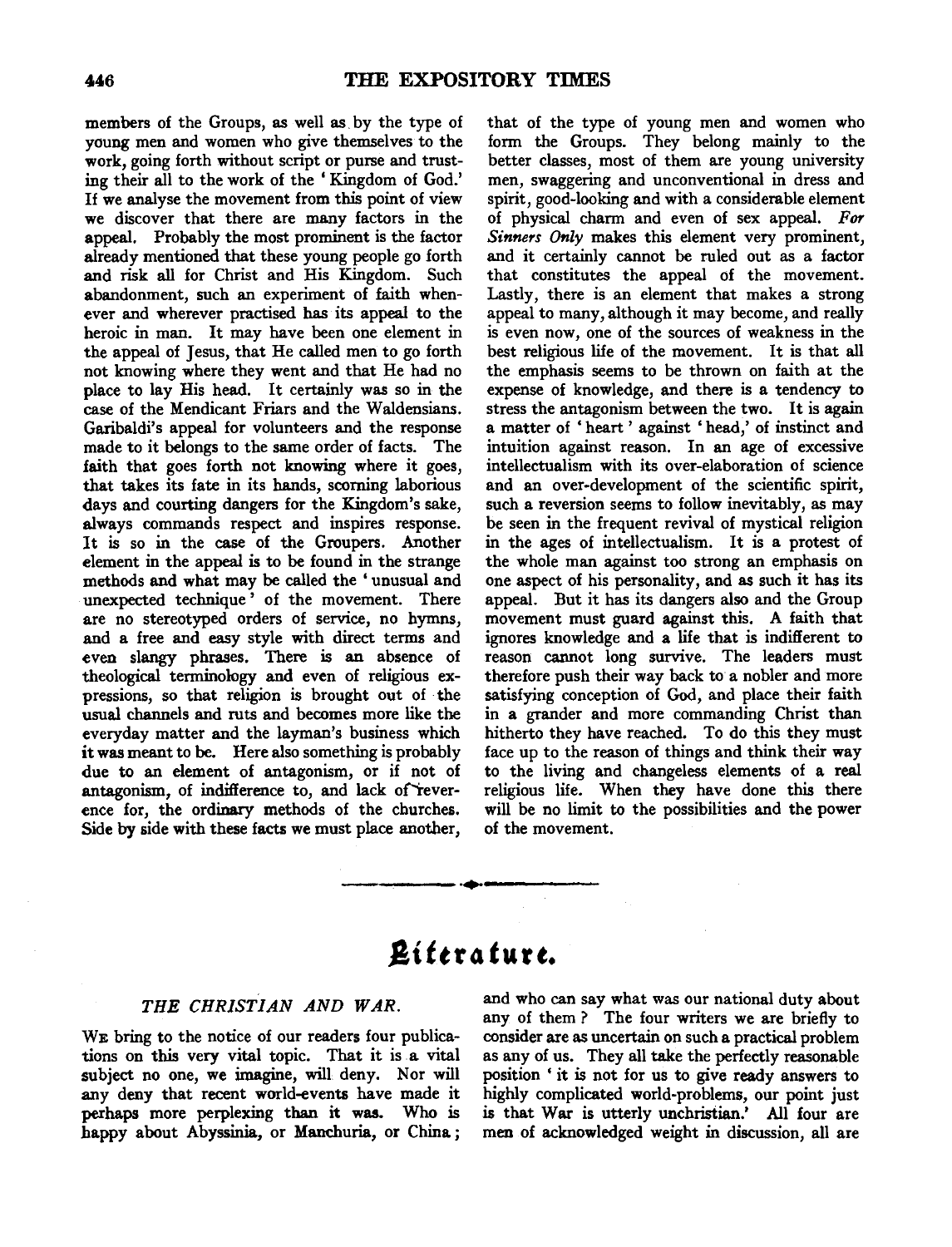members of the Groups, as well as by the type of young men and women who give themselves to the work, going forth without script or purse and trusting their all to the work of the 'Kingdom of God.' If we analyse the movement from this point of view we discover that there are many factors in the appeal. Probably the most prominent is the factor already mentioned that these young people go forth and risk all for Christ and His Kingdom. Such abandonment, such an experiment of faith whenever and wherever practised has its appeal to the heroic in man. It may have been one element in the appeal of Jesus, that He called men to go forth not knowing where they went and that He had no place to lay His head. It certainly was so in the case of the Mendicant Friars and the Waldensians. Garibaldi's appeal for volunteers and the response made to it belongs to the same order of facts. The faith that goes forth not knowing where it goes, that takes its fate in its hands, scorning laborious days and courting dangers for the Kingdom's sake, always commands respect and inspires response. It is so in the case of the Groupers. Another element in the appeal is to be found in the strange methods and what may be called the 'unusual and unexpected technique' of the movement. There are no stereotyped orders of service, no hymns, and a free and easy style with direct terms and even slangy phrases. There is an absence of theological terminology and even of religious expressions, so that religion is brought out of the usual channels and ruts and becomes more like the everyday matter and the layman's business which it was meant to be. Here also something is probably due to an element of antagonism, or if not of antagonism, of indifference to, and lack of reverence for, the ordinary methods of the churches. Side by side with these facts we must place another, that of the type of young men and women who form the Groups. They belong mainly to the better classes, most of them are young university men, swaggering and unconventional in dress and spirit, good-looking and with a considerable element of physical charm and even of sex appeal. *For Sinners Only* makes this element very prominent, and it certainly cannot be ruled out as a factor that constitutes the appeal of the movement. Lastly, there is an element that makes a strong appeal to many, although it may become, and really is even now, one of the sources of weakness in the best religious life of the movement. It is that all the emphasis seems to be thrown on faith at the expense of knowledge, and there is a tendency to stress the antagonism between the two. It is again a matter of 'heart' against 'head,' of instinct and intuition against reason. In an age of excessive intellectualism with its over-elaboration of science and an over-development of the scientific spirit, such a reversion seems to follow inevitably, as may be seen in the frequent revival of mystical religion in the ages of intellectualism. It is a protest of the whole man against too strong an emphasis on one aspect of his personality, and as such it has its appeal. But it has its dangers also and the Group movement must guard against this. A faith that ignores knowledge and a life that is indifferent to reason cannot long survive. The leaders must therefore push their way back to a nobler and more satisfying conception of God, and place their faith in a grander and more commanding Christ than hitherto they have reached. To do this they must face up to the reason of things and think their way to the living and changeless elements of a real religious life. When they have done this there will be no limit to the possibilities and the power of the movement.

---

# Literature.

### *THE CHRISTIAN AND WAR.*

We bring to the notice of our readers four publications on this very vital topic. That it is a vital subject no one, we imagine, will deny. Nor will any deny that recent world-events have made it perhaps more perplexing than it was. Who is happy about Abyssinia, or Manchuria, or China; and who can say what was our national duty about any of them? The four writers we are briefly to consider are as uncertain on such a practical problem as any of us. They all take the perfectly reasonable position 'it is not for us to give ready answers to highly complicated world-problems, our point just is that War is utterly unchristian.' All four are men of acknowledged weight in discussion, all are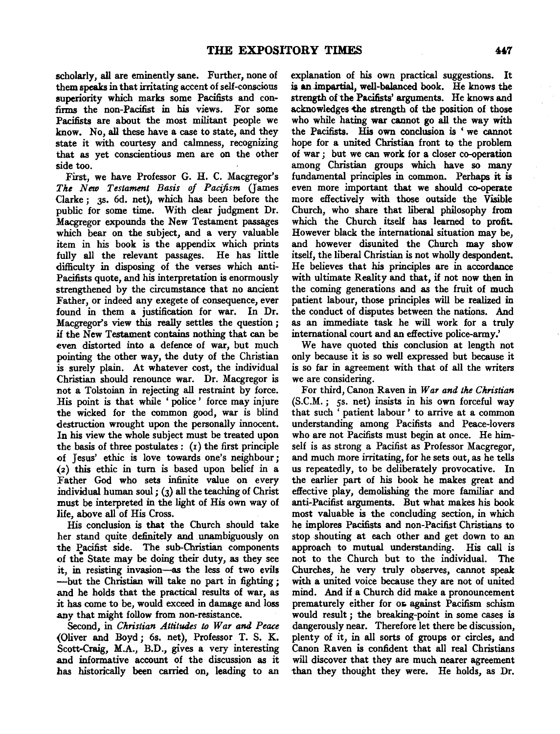scholarly, all are eminently sane. Further, none of them speaks in that irritating accent of self-conscious superiority which marks some Pacifists and confirms the non-Pacifist in his views. For some Pacifists are about the most militant people we know. No, all these have a case to state, and they state it with courtesy and calmness, recognizing that as yet conscientious men are on the other side too.

First, we have Professor G. H. C. Macgregor's *The New Testament Basis of Pacifism* (James Clarke; 3s. 6d. net), which has been before the public for some time. With clear judgment Dr. Macgregor expounds the New Testament passages which bear on the subject, and a very valuable item in his book is the appendix which prints fully all the relevant passages. He has little difficulty in disposing of the verses which anti-Pacifists quote, and his interpretation is enormously strengthened by the circumstance that no ancient Father, or indeed any exegete of consequence, ever found in them a justification for war. In Dr. Macgregor's view this really settles the question; if the New Testament contains nothing that can be even distorted into a defence of war, but much pointing the other way, the duty of the Christian is surely plain. At whatever cost, the individual Christian should renounce war. Dr. Macgregor is not a Tolstoian in rejecting all restraint by force. His point is that while 'police' force may injure the wicked for the common good, war is blind destruction wrought upon the personally innocent. In his view the whole subject must be treated upon the basis of three postulates: (1) the first principle of Jesus' ethic is love towards one's neighbour; (2) this ethic in turn is based upon belief in a Father God who sets infinite value on every individual human soul; (3) all the teaching of Christ must be interpreted in the light of His own way of life, above all of His Cross.

His conclusion is that the Church should take her stand quite definitely and unambiguously on the Pacifist side. The sub-Christian components of the State may be doing their duty, as they see it, in resisting invasion—as the less of two evils—but the Christian will take no part in fighting; and he holds that the practical results of war, as it has come to be, would exceed in damage and loss any that might follow from non-resistance.

Second, in *Christian Attitudes to War and Peace* (Oliver and Boyd; 6s. net), Professor T. S. K. Scott-Craig, M.A., B.D., gives a very interesting and informative account of the discussion as it has historically been carried on, leading to an explanation of his own practical suggestions. It is an impartial, well-balanced book. He knows the strength of the Pacifists' arguments. He knows and acknowledges the strength of the position of those who while hating war cannot go all the way with the Pacifists. His own conclusion is 'we cannot hope for a united Christian front to the problem of war; but we can work for a closer co-operation among Christian groups which have so many fundamental principles in common. Perhaps it is even more important that we should co-operate more effectively with those outside the Visible Church, who share that liberal philosophy from which the Church itself has learned to profit. However black the international situation may be, and however disunited the Church may show itself, the liberal Christian is not wholly despondent. He believes that his principles are in accordance with ultimate Reality and that, if not now then in the coming generations and as the fruit of much patient labour, those principles will be realized in the conduct of disputes between the nations. And as an immediate task he will work for a truly international court and an effective police-army.'

We have quoted this conclusion at length not only because it is so well expressed but because it is so far in agreement with that of all the writers we are considering.

For third, Canon Raven in *War and the Christian* (S.C.M.; 5s. net) insists in his own forceful way that such 'patient labour' to arrive at a common understanding among Pacifists and Peace-lovers who are not Pacifists must begin at once. He himself is as strong a Pacifist as Professor Macgregor, and much more irritating, for he sets out, as he tells us repeatedly, to be deliberately provocative. In the earlier part of his book he makes great and effective play, demolishing the more familiar and anti-Pacifist arguments. But what makes his book most valuable is the concluding section, in which he implores Pacifists and non-Pacifist Christians to stop shouting at each other and get down to an approach to mutual understanding. His call is not to the Church but to the individual. The Churches, he very truly observes, cannot speak with a united voice because they are not of united mind. And if a Church did make a pronouncement prematurely either for or against Pacifism schism would result; the breaking-point in some cases is dangerously near. Therefore let there be discussion, plenty of it, in all sorts of groups or circles, and Canon Raven is confident that all real Christians will discover that they are much nearer agreement than they thought they were. He holds, as Dr.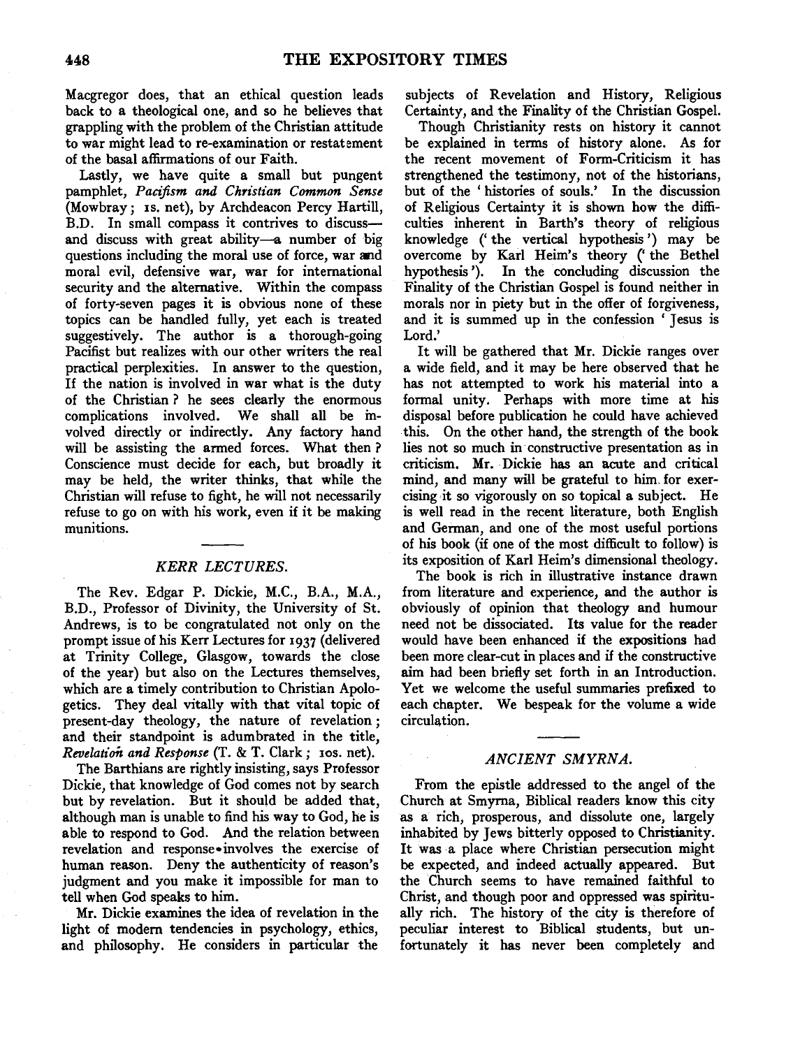Macgregor does, that an ethical question leads back to a theological one, and so he believes that grappling with the problem of the Christian attitude to war might lead to re-examination or restatement of the basal affirmations of our Faith.

Lastly, we have quite a small but pungent pamphlet, *Pacifism and Christian Common Sense* (Mowbray; 1s. net), by Archdeacon Percy Hartill, B.D. In small compass it contrives to discuss—and discuss with great ability—a number of big questions including the moral use of force, war and moral evil, defensive war, war for international security and the alternative. Within the compass of forty-seven pages it is obvious none of these topics can be handled fully, yet each is treated suggestively. The author is a thorough-going Pacifist but realizes with our other writers the real practical perplexities. In answer to the question, If the nation is involved in war what is the duty of the Christian? he sees clearly the enormous complications involved. We shall all be involved directly or indirectly. Any factory hand will be assisting the armed forces. What then? Conscience must decide for each, but broadly it may be held, the writer thinks, that while the Christian will refuse to fight, he will not necessarily refuse to go on with his work, even if it be making munitions.

## *KERR LECTURES.*

The Rev. Edgar P. Dickie, M.C., B.A., M.A., B.D., Professor of Divinity, the University of St. Andrews, is to be congratulated not only on the prompt issue of his Kerr Lectures for 1937 (delivered at Trinity College, Glasgow, towards the close of the year) but also on the Lectures themselves, which are a timely contribution to Christian Apologetics. They deal vitally with that vital topic of present-day theology, the nature of revelation; and their standpoint is adumbrated in the title, *Revelation and Response* (T. & T. Clark; 10s. net).

The Barthians are rightly insisting, says Professor Dickie, that knowledge of God comes not by search but by revelation. But it should be added that, although man is unable to find his way to God, he is able to respond to God. And the relation between revelation and response involves the exercise of human reason. Deny the authenticity of reason's judgment and you make it impossible for man to tell when God speaks to him.

Mr. Dickie examines the idea of revelation in the light of modern tendencies in psychology, ethics, and philosophy. He considers in particular the subjects of Revelation and History, Religious Certainty, and the Finality of the Christian Gospel.

Though Christianity rests on history it cannot be explained in terms of history alone. As for the recent movement of Form-Criticism it has strengthened the testimony, not of the historians, but of the 'histories of souls.' In the discussion of Religious Certainty it is shown how the difficulties inherent in Barth's theory of religious knowledge ('the vertical hypothesis') may be overcome by Karl Heim's theory ('the Bethel hypothesis'). In the concluding discussion the Finality of the Christian Gospel is found neither in morals nor in piety but in the offer of forgiveness, and it is summed up in the confession 'Jesus is Lord.'

It will be gathered that Mr. Dickie ranges over a wide field, and it may be here observed that he has not attempted to work his material into a formal unity. Perhaps with more time at his disposal before publication he could have achieved this. On the other hand, the strength of the book lies not so much in constructive presentation as in criticism. Mr. Dickie has an acute and critical mind, and many will be grateful to him for exercising it so vigorously on so topical a subject. He is well read in the recent literature, both English and German, and one of the most useful portions of his book (if one of the most difficult to follow) is its exposition of Karl Heim's dimensional theology.

The book is rich in illustrative instance drawn from literature and experience, and the author is obviously of opinion that theology and humour need not be dissociated. Its value for the reader would have been enhanced if the expositions had been more clear-cut in places and if the constructive aim had been briefly set forth in an Introduction. Yet we welcome the useful summaries prefixed to each chapter. We bespeak for the volume a wide circulation.

## *ANCIENT SMYRNA.*

From the epistle addressed to the angel of the Church at Smyrna, Biblical readers know this city as a rich, prosperous, and dissolute one, largely inhabited by Jews bitterly opposed to Christianity. It was a place where Christian persecution might be expected, and indeed actually appeared. But the Church seems to have remained faithful to Christ, and though poor and oppressed was spiritually rich. The history of the city is therefore of peculiar interest to Biblical students, but unfortunately it has never been completely and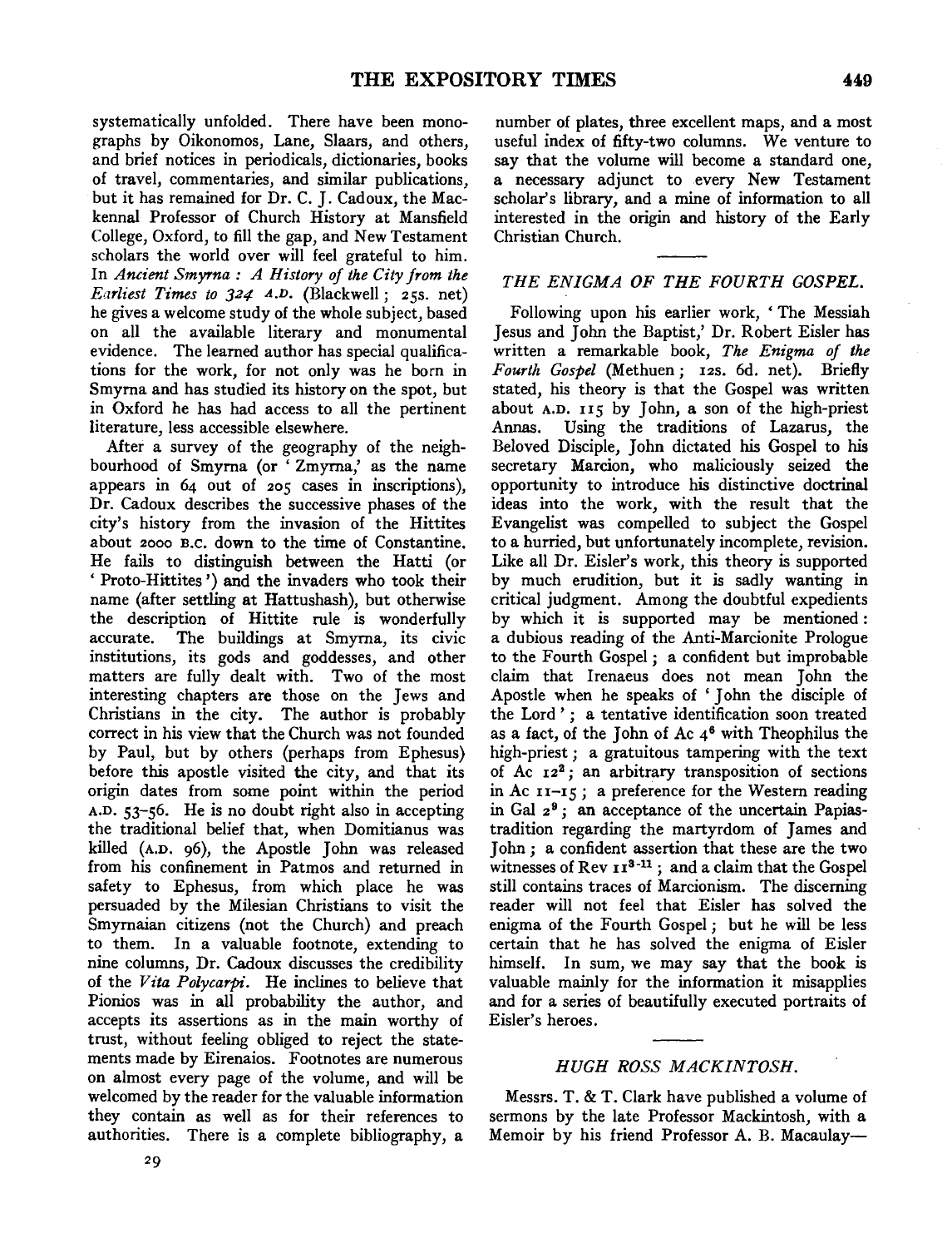systematically unfolded. There have been monographs by Oikonomos, Lane, Slaars, and others, and brief notices in periodicals, dictionaries, books of travel, commentaries, and similar publications, but it has remained for Dr. C. J. Cadoux, the Mackennal Professor of Church History at Mansfield College, Oxford, to fill the gap, and New Testament scholars the world over will feel grateful to him. In *Ancient Smyrna : A History of the City from the Earliest Times to 324 A.D.* (Blackwell ; 25s. net) he gives a welcome study of the whole subject, based on all the available literary and monumental evidence. The learned author has special qualifications for the work, for not only was he born in Smyrna and has studied its history on the spot, but in Oxford he has had access to all the pertinent literature, less accessible elsewhere.

After a survey of the geography of the neighbourhood of Smyrna (or 'Zmyrna,' as the name appears in 64 out of 205 cases in inscriptions), Dr. Cadoux describes the successive phases of the city's history from the invasion of the Hittites about 2000 B.C. down to the time of Constantine. He fails to distinguish between the Hatti (or 'Proto-Hittites') and the invaders who took their name (after settling at Hattushash), but otherwise the description of Hittite rule is wonderfully accurate. The buildings at Smyrna, its civic institutions, its gods and goddesses, and other matters are fully dealt with. Two of the most interesting chapters are those on the Jews and Christians in the city. The author is probably correct in his view that the Church was not founded by Paul, but by others (perhaps from Ephesus) before this apostle visited the city, and that its origin dates from some point within the period A.D. 53–56. He is no doubt right also in accepting the traditional belief that, when Domitianus was killed (A.D. 96), the Apostle John was released from his confinement in Patmos and returned in safety to Ephesus, from which place he was persuaded by the Milesian Christians to visit the Smyrnaian citizens (not the Church) and preach to them. In a valuable footnote, extending to nine columns, Dr. Cadoux discusses the credibility of the *Vita Polycarpi*. He inclines to believe that Pionios was in all probability the author, and accepts its assertions as in the main worthy of trust, without feeling obliged to reject the statements made by Eirenaios. Footnotes are numerous on almost every page of the volume, and will be welcomed by the reader for the valuable information they contain as well as for their references to authorities. There is a complete bibliography, a number of plates, three excellent maps, and a most useful index of fifty-two columns. We venture to say that the volume will become a standard one, a necessary adjunct to every New Testament scholar's library, and a mine of information to all interested in the origin and history of the Early Christian Church.

## *THE ENIGMA OF THE FOURTH GOSPEL.*

Following upon his earlier work, 'The Messiah Jesus and John the Baptist,' Dr. Robert Eisler has written a remarkable book, *The Enigma of the Fourth Gospel* (Methuen ; 12s. 6d. net). Briefly stated, his theory is that the Gospel was written about A.D. 115 by John, a son of the high-priest Annas. Using the traditions of Lazarus, the Beloved Disciple, John dictated his Gospel to his secretary Marcion, who maliciously seized the opportunity to introduce his distinctive doctrinal ideas into the work, with the result that the Evangelist was compelled to subject the Gospel to a hurried, but unfortunately incomplete, revision. Like all Dr. Eisler's work, this theory is supported by much erudition, but it is sadly wanting in critical judgment. Among the doubtful expedients by which it is supported may be mentioned : a dubious reading of the Anti-Marcionite Prologue to the Fourth Gospel ; a confident but improbable claim that Irenaeus does not mean John the Apostle when he speaks of 'John the disciple of the Lord' ; a tentative identification soon treated as a fact, of the John of Ac 4[6] with Theophilus the high-priest ; a gratuitous tampering with the text of Ac 12[2] ; an arbitrary transposition of sections in Ac 11–15 ; a preference for the Western reading in Gal 2[9] ; an acceptance of the uncertain Papias-tradition regarding the martyrdom of James and John ; a confident assertion that these are the two witnesses of Rev 11[3-11] ; and a claim that the Gospel still contains traces of Marcionism. The discerning reader will not feel that Eisler has solved the enigma of the Fourth Gospel ; but he will be less certain that he has solved the enigma of Eisler himself. In sum, we may say that the book is valuable mainly for the information it misapplies and for a series of beautifully executed portraits of Eisler's heroes.

## *HUGH ROSS MACKINTOSH.*

Messrs. T. & T. Clark have published a volume of sermons by the late Professor Mackintosh, with a Memoir by his friend Professor A. B. Macaulay—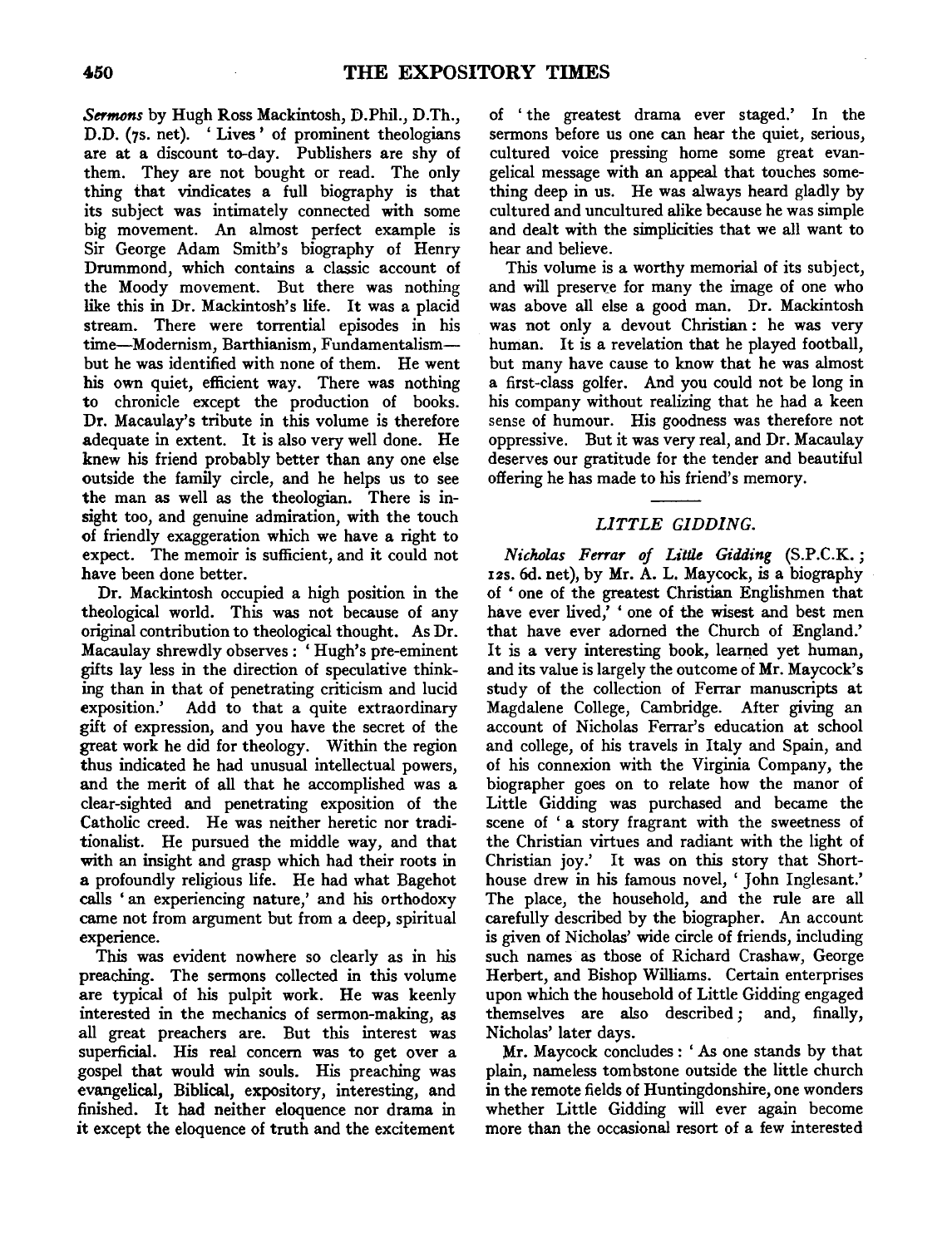*Sermons* by Hugh Ross Mackintosh, D.Phil., D.Th., D.D. (7s. net). 'Lives' of prominent theologians are at a discount to-day. Publishers are shy of them. They are not bought or read. The only thing that vindicates a full biography is that its subject was intimately connected with some big movement. An almost perfect example is Sir George Adam Smith's biography of Henry Drummond, which contains a classic account of the Moody movement. But there was nothing like this in Dr. Mackintosh's life. It was a placid stream. There were torrential episodes in his time—Modernism, Barthianism, Fundamentalism—but he was identified with none of them. He went his own quiet, efficient way. There was nothing to chronicle except the production of books. Dr. Macaulay's tribute in this volume is therefore adequate in extent. It is also very well done. He knew his friend probably better than any one else outside the family circle, and he helps us to see the man as well as the theologian. There is insight too, and genuine admiration, with the touch of friendly exaggeration which we have a right to expect. The memoir is sufficient, and it could not have been done better.

Dr. Mackintosh occupied a high position in the theological world. This was not because of any original contribution to theological thought. As Dr. Macaulay shrewdly observes: 'Hugh's pre-eminent gifts lay less in the direction of speculative thinking than in that of penetrating criticism and lucid exposition.' Add to that a quite extraordinary gift of expression, and you have the secret of the great work he did for theology. Within the region thus indicated he had unusual intellectual powers, and the merit of all that he accomplished was a clear-sighted and penetrating exposition of the Catholic creed. He was neither heretic nor traditionalist. He pursued the middle way, and that with an insight and grasp which had their roots in a profoundly religious life. He had what Bagehot calls 'an experiencing nature,' and his orthodoxy came not from argument but from a deep, spiritual experience.

This was evident nowhere so clearly as in his preaching. The sermons collected in this volume are typical of his pulpit work. He was keenly interested in the mechanics of sermon-making, as all great preachers are. But this interest was superficial. His real concern was to get over a gospel that would win souls. His preaching was evangelical, Biblical, expository, interesting, and finished. It had neither eloquence nor drama in it except the eloquence of truth and the excitement of 'the greatest drama ever staged.' In the sermons before us one can hear the quiet, serious, cultured voice pressing home some great evangelical message with an appeal that touches something deep in us. He was always heard gladly by cultured and uncultured alike because he was simple and dealt with the simplicities that we all want to hear and believe.

This volume is a worthy memorial of its subject, and will preserve for many the image of one who was above all else a good man. Dr. Mackintosh was not only a devout Christian: he was very human. It is a revelation that he played football, but many have cause to know that he was almost a first-class golfer. And you could not be long in his company without realizing that he had a keen sense of humour. His goodness was therefore not oppressive. But it was very real, and Dr. Macaulay deserves our gratitude for the tender and beautiful offering he has made to his friend's memory.

## *LITTLE GIDDING.*

*Nicholas Ferrar of Little Gidding* (S.P.C.K.; 12s. 6d. net), by Mr. A. L. Maycock, is a biography of 'one of the greatest Christian Englishmen that have ever lived,' 'one of the wisest and best men that have ever adorned the Church of England.' It is a very interesting book, learned yet human, and its value is largely the outcome of Mr. Maycock's study of the collection of Ferrar manuscripts at Magdalene College, Cambridge. After giving an account of Nicholas Ferrar's education at school and college, of his travels in Italy and Spain, and of his connexion with the Virginia Company, the biographer goes on to relate how the manor of Little Gidding was purchased and became the scene of 'a story fragrant with the sweetness of the Christian virtues and radiant with the light of Christian joy.' It was on this story that Shorthouse drew in his famous novel, 'John Inglesant.' The place, the household, and the rule are all carefully described by the biographer. An account is given of Nicholas' wide circle of friends, including such names as those of Richard Crashaw, George Herbert, and Bishop Williams. Certain enterprises upon which the household of Little Gidding engaged themselves are also described; and, finally, Nicholas' later days.

Mr. Maycock concludes: 'As one stands by that plain, nameless tombstone outside the little church in the remote fields of Huntingdonshire, one wonders whether Little Gidding will ever again become more than the occasional resort of a few interested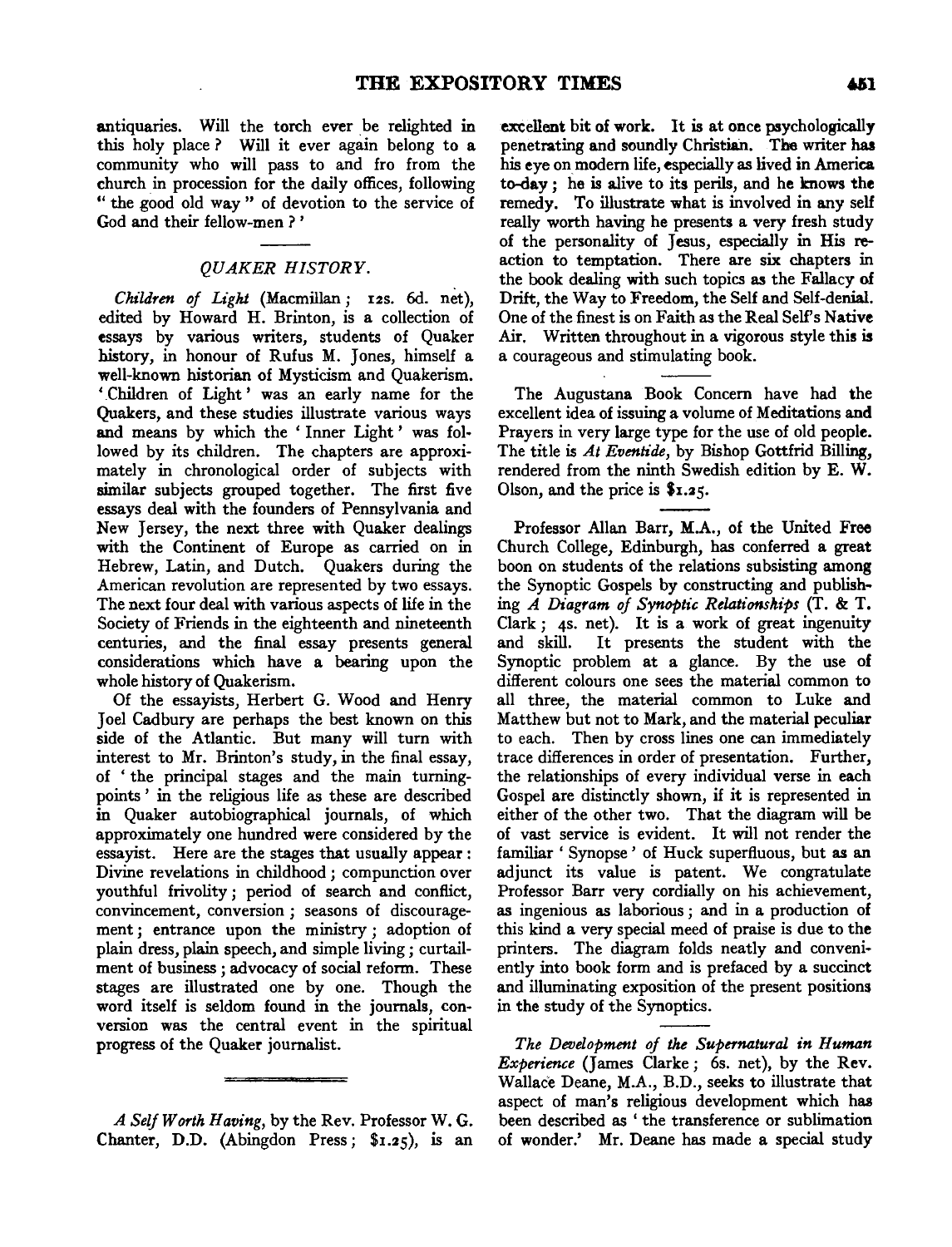antiquaries. Will the torch ever be relighted in this holy place? Will it ever again belong to a community who will pass to and fro from the church in procession for the daily offices, following "the good old way" of devotion to the service of God and their fellow-men?'

### *QUAKER HISTORY.*

*Children of Light* (Macmillan; 12s. 6d. net), edited by Howard H. Brinton, is a collection of essays by various writers, students of Quaker history, in honour of Rufus M. Jones, himself a well-known historian of Mysticism and Quakerism. 'Children of Light' was an early name for the Quakers, and these studies illustrate various ways and means by which the 'Inner Light' was followed by its children. The chapters are approximately in chronological order of subjects with similar subjects grouped together. The first five essays deal with the founders of Pennsylvania and New Jersey, the next three with Quaker dealings with the Continent of Europe as carried on in Hebrew, Latin, and Dutch. Quakers during the American revolution are represented by two essays. The next four deal with various aspects of life in the Society of Friends in the eighteenth and nineteenth centuries, and the final essay presents general considerations which have a bearing upon the whole history of Quakerism.

Of the essayists, Herbert G. Wood and Henry Joel Cadbury are perhaps the best known on this side of the Atlantic. But many will turn with interest to Mr. Brinton's study, in the final essay, of 'the principal stages and the main turning-points' in the religious life as these are described in Quaker autobiographical journals, of which approximately one hundred were considered by the essayist. Here are the stages that usually appear: Divine revelations in childhood; compunction over youthful frivolity; period of search and conflict, convincement, conversion; seasons of discouragement; entrance upon the ministry; adoption of plain dress, plain speech, and simple living; curtailment of business; advocacy of social reform. These stages are illustrated one by one. Though the word itself is seldom found in the journals, conversion was the central event in the spiritual progress of the Quaker journalist.

---

*A Self Worth Having*, by the Rev. Professor W. G. Chanter, D.D. (Abingdon Press; $1.25), is an excellent bit of work. It is at once psychologically penetrating and soundly Christian. The writer has his eye on modern life, especially as lived in America to-day; he is alive to its perils, and he knows the remedy. To illustrate what is involved in any self really worth having he presents a very fresh study of the personality of Jesus, especially in His reaction to temptation. There are six chapters in the book dealing with such topics as the Fallacy of Drift, the Way to Freedom, the Self and Self-denial. One of the finest is on Faith as the Real Self's Native Air. Written throughout in a vigorous style this is a courageous and stimulating book.

The Augustana Book Concern have had the excellent idea of issuing a volume of Meditations and Prayers in very large type for the use of old people. The title is *At Eventide*, by Bishop Gottfrid Billing, rendered from the ninth Swedish edition by E. W. Olson, and the price is $1.25.

Professor Allan Barr, M.A., of the United Free Church College, Edinburgh, has conferred a great boon on students of the relations subsisting among the Synoptic Gospels by constructing and publishing *A Diagram of Synoptic Relationships* (T. & T. Clark; 4s. net). It is a work of great ingenuity and skill. It presents the student with the Synoptic problem at a glance. By the use of different colours one sees the material common to all three, the material common to Luke and Matthew but not to Mark, and the material peculiar to each. Then by cross lines one can immediately trace differences in order of presentation. Further, the relationships of every individual verse in each Gospel are distinctly shown, if it is represented in either of the other two. That the diagram will be of vast service is evident. It will not render the familiar 'Synopse' of Huck superfluous, but as an adjunct its value is patent. We congratulate Professor Barr very cordially on his achievement, as ingenious as laborious; and in a production of this kind a very special meed of praise is due to the printers. The diagram folds neatly and conveniently into book form and is prefaced by a succinct and illuminating exposition of the present positions in the study of the Synoptics.

*The Development of the Supernatural in Human Experience* (James Clarke; 6s. net), by the Rev. Wallace Deane, M.A., B.D., seeks to illustrate that aspect of man's religious development which has been described as 'the transference or sublimation of wonder.' Mr. Deane has made a special study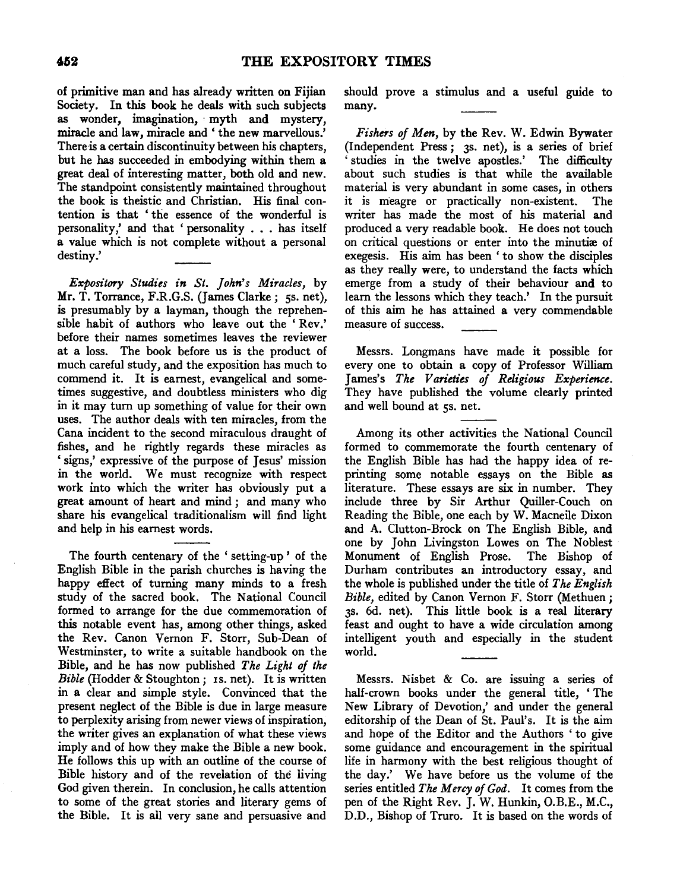of primitive man and has already written on Fijian Society. In this book he deals with such subjects as wonder, imagination, myth and mystery, miracle and law, miracle and 'the new marvellous.' There is a certain discontinuity between his chapters, but he has succeeded in embodying within them a great deal of interesting matter, both old and new. The standpoint consistently maintained throughout the book is theistic and Christian. His final contention is that 'the essence of the wonderful is personality,' and that 'personality . . . has itself a value which is not complete without a personal destiny.'

*Expository Studies in St. John's Miracles*, by Mr. T. Torrance, F.R.G.S. (James Clarke; 5s. net), is presumably by a layman, though the reprehensible habit of authors who leave out the 'Rev.' before their names sometimes leaves the reviewer at a loss. The book before us is the product of much careful study, and the exposition has much to commend it. It is earnest, evangelical and sometimes suggestive, and doubtless ministers who dig in it may turn up something of value for their own uses. The author deals with ten miracles, from the Cana incident to the second miraculous draught of fishes, and he rightly regards these miracles as 'signs,' expressive of the purpose of Jesus' mission in the world. We must recognize with respect work into which the writer has obviously put a great amount of heart and mind; and many who share his evangelical traditionalism will find light and help in his earnest words.

The fourth centenary of the 'setting-up' of the English Bible in the parish churches is having the happy effect of turning many minds to a fresh study of the sacred book. The National Council formed to arrange for the due commemoration of this notable event has, among other things, asked the Rev. Canon Vernon F. Storr, Sub-Dean of Westminster, to write a suitable handbook on the Bible, and he has now published *The Light of the Bible* (Hodder & Stoughton; 1s. net). It is written in a clear and simple style. Convinced that the present neglect of the Bible is due in large measure to perplexity arising from newer views of inspiration, the writer gives an explanation of what these views imply and of how they make the Bible a new book. He follows this up with an outline of the course of Bible history and of the revelation of the living God given therein. In conclusion, he calls attention to some of the great stories and literary gems of the Bible. It is all very sane and persuasive and should prove a stimulus and a useful guide to many.

*Fishers of Men*, by the Rev. W. Edwin Bywater (Independent Press; 3s. net), is a series of brief 'studies in the twelve apostles.' The difficulty about such studies is that while the available material is very abundant in some cases, in others it is meagre or practically non-existent. The writer has made the most of his material and produced a very readable book. He does not touch on critical questions or enter into the minutiæ of exegesis. His aim has been 'to show the disciples as they really were, to understand the facts which emerge from a study of their behaviour and to learn the lessons which they teach.' In the pursuit of this aim he has attained a very commendable measure of success.

Messrs. Longmans have made it possible for every one to obtain a copy of Professor William James's *The Varieties of Religious Experience*. They have published the volume clearly printed and well bound at 5s. net.

Among its other activities the National Council formed to commemorate the fourth centenary of the English Bible has had the happy idea of reprinting some notable essays on the Bible as literature. These essays are six in number. They include three by Sir Arthur Quiller-Couch on Reading the Bible, one each by W. Macneile Dixon and A. Clutton-Brock on The English Bible, and one by John Livingston Lowes on The Noblest Monument of English Prose. The Bishop of Durham contributes an introductory essay, and the whole is published under the title of *The English Bible*, edited by Canon Vernon F. Storr (Methuen; 3s. 6d. net). This little book is a real literary feast and ought to have a wide circulation among intelligent youth and especially in the student world.

Messrs. Nisbet & Co. are issuing a series of half-crown books under the general title, 'The New Library of Devotion,' and under the general editorship of the Dean of St. Paul's. It is the aim and hope of the Editor and the Authors 'to give some guidance and encouragement in the spiritual life in harmony with the best religious thought of the day.' We have before us the volume of the series entitled *The Mercy of God*. It comes from the pen of the Right Rev. J. W. Hunkin, O.B.E., M.C., D.D., Bishop of Truro. It is based on the words of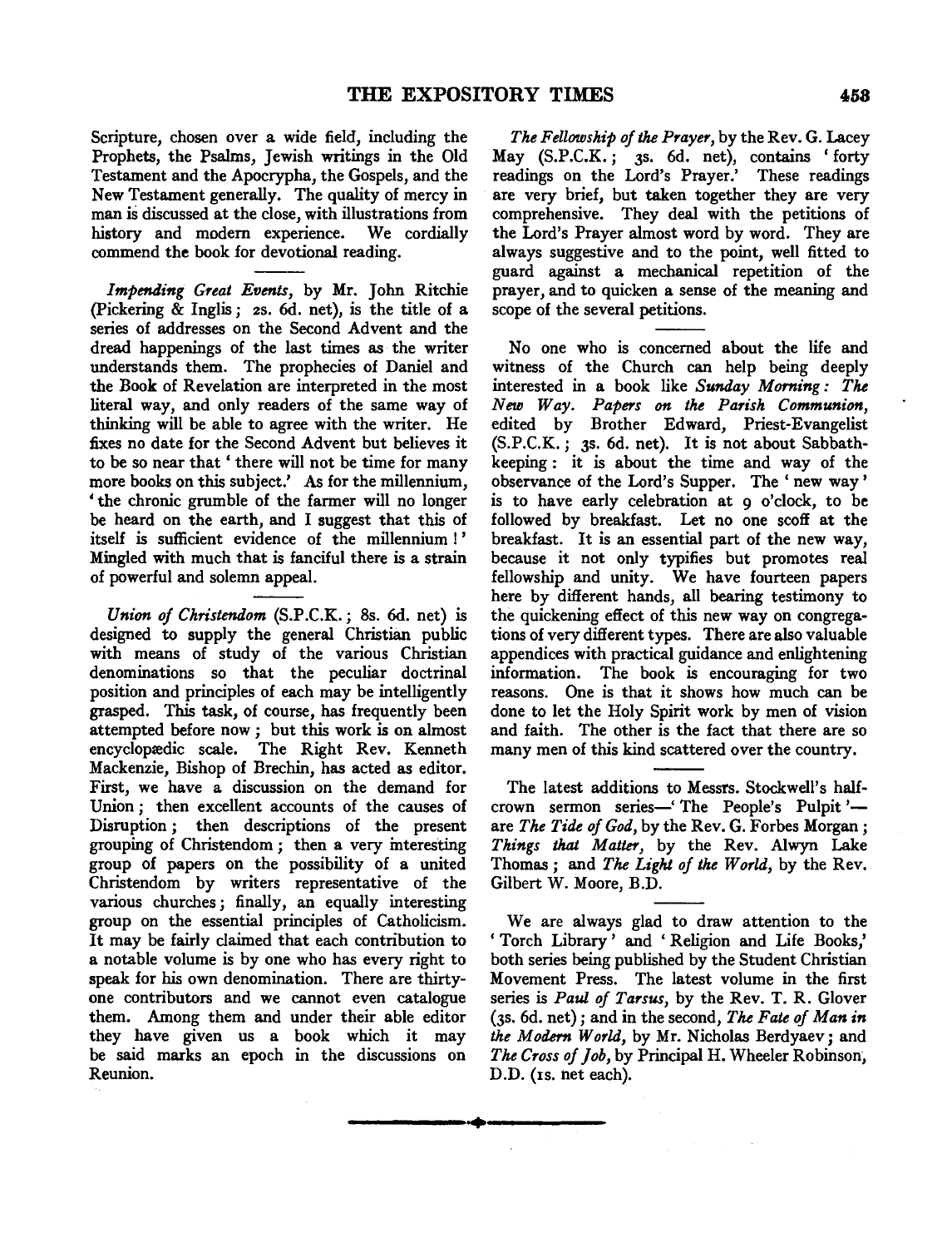Scripture, chosen over a wide field, including the Prophets, the Psalms, Jewish writings in the Old Testament and the Apocrypha, the Gospels, and the New Testament generally. The quality of mercy in man is discussed at the close, with illustrations from history and modern experience. We cordially commend the book for devotional reading.

*Impending Great Events*, by Mr. John Ritchie (Pickering & Inglis; 2s. 6d. net), is the title of a series of addresses on the Second Advent and the dread happenings of the last times as the writer understands them. The prophecies of Daniel and the Book of Revelation are interpreted in the most literal way, and only readers of the same way of thinking will be able to agree with the writer. He fixes no date for the Second Advent but believes it to be so near that 'there will not be time for many more books on this subject.' As for the millennium, 'the chronic grumble of the farmer will no longer be heard on the earth, and I suggest that this of itself is sufficient evidence of the millennium!' Mingled with much that is fanciful there is a strain of powerful and solemn appeal.

*Union of Christendom* (S.P.C.K.; 8s. 6d. net) is designed to supply the general Christian public with means of study of the various Christian denominations so that the peculiar doctrinal position and principles of each may be intelligently grasped. This task, of course, has frequently been attempted before now; but this work is on almost encyclopædic scale. The Right Rev. Kenneth Mackenzie, Bishop of Brechin, has acted as editor. First, we have a discussion on the demand for Union; then excellent accounts of the causes of Disruption; then descriptions of the present grouping of Christendom; then a very interesting group of papers on the possibility of a united Christendom by writers representative of the various churches; finally, an equally interesting group on the essential principles of Catholicism. It may be fairly claimed that each contribution to a notable volume is by one who has every right to speak for his own denomination. There are thirty-one contributors and we cannot even catalogue them. Among them and under their able editor they have given us a book which it may be said marks an epoch in the discussions on Reunion.

*The Fellowship of the Prayer*, by the Rev. G. Lacey May (S.P.C.K.; 3s. 6d. net), contains 'forty readings on the Lord's Prayer.' These readings are very brief, but taken together they are very comprehensive. They deal with the petitions of the Lord's Prayer almost word by word. They are always suggestive and to the point, well fitted to guard against a mechanical repetition of the prayer, and to quicken a sense of the meaning and scope of the several petitions.

No one who is concerned about the life and witness of the Church can help being deeply interested in a book like *Sunday Morning: The New Way. Papers on the Parish Communion*, edited by Brother Edward, Priest-Evangelist (S.P.C.K.; 3s. 6d. net). It is not about Sabbath-keeping: it is about the time and way of the observance of the Lord's Supper. The 'new way' is to have early celebration at 9 o'clock, to be followed by breakfast. Let no one scoff at the breakfast. It is an essential part of the new way, because it not only typifies but promotes real fellowship and unity. We have fourteen papers here by different hands, all bearing testimony to the quickening effect of this new way on congregations of very different types. There are also valuable appendices with practical guidance and enlightening information. The book is encouraging for two reasons. One is that it shows how much can be done to let the Holy Spirit work by men of vision and faith. The other is the fact that there are so many men of this kind scattered over the country.

The latest additions to Messrs. Stockwell's half-crown sermon series—'The People's Pulpit'—are *The Tide of God*, by the Rev. G. Forbes Morgan; *Things that Matter*, by the Rev. Alwyn Lake Thomas; and *The Light of the World*, by the Rev. Gilbert W. Moore, B.D.

We are always glad to draw attention to the 'Torch Library' and 'Religion and Life Books,' both series being published by the Student Christian Movement Press. The latest volume in the first series is *Paul of Tarsus*, by the Rev. T. R. Glover (3s. 6d. net); and in the second, *The Fate of Man in the Modern World*, by Mr. Nicholas Berdyaev; and *The Cross of Job*, by Principal H. Wheeler Robinson, D.D. (1s. net each).